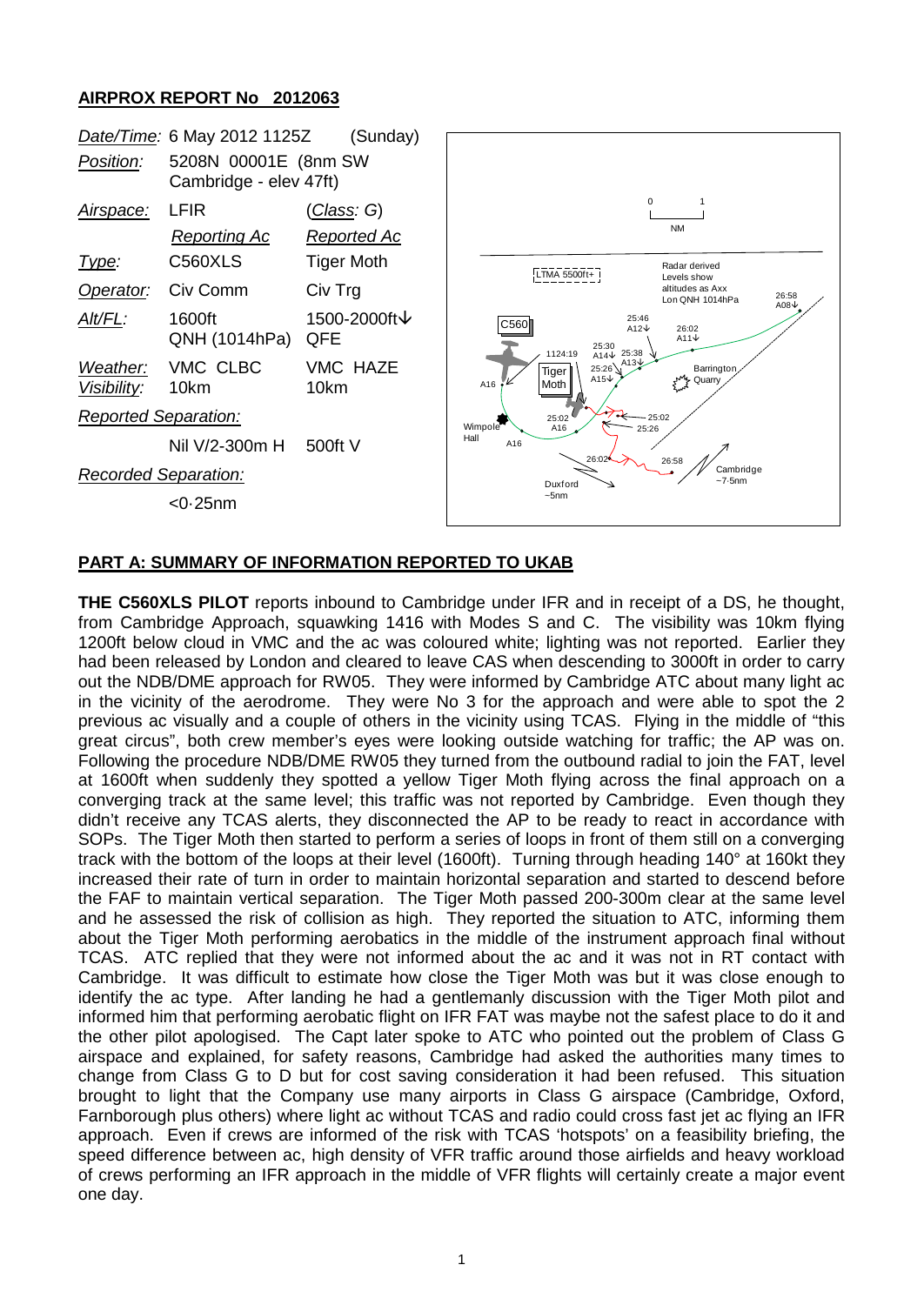## AIRPROX REPORT No 2012063

| | | |
|---|---|---|
| *Date/Time:* | 6 May 2012 1125Z | (Sunday) |
| *Position:* | 5208N 00001E (8nm SW Cambridge - elev 47ft) | |
| *Airspace:* | LFIR | (*Class*: G) |
| | *Reporting Ac* | *Reported Ac* |
| *Type:* | C560XLS | Tiger Moth |
| *Operator:* | Civ Comm | Civ Trg |
| *Alt/FL:* | 1600ft QNH (1014hPa) | 1500-2000ft↓ QFE |
| *Weather:* | VMC CLBC | VMC HAZE |
| *Visibility:* | 10km | 10km |
| *Reported Separation:* | | |
| | Nil V/2-300m H | 500ft V |
| *Recorded Separation:* | | |
| | <0·25nm | |

## PART A: SUMMARY OF INFORMATION REPORTED TO UKAB

**THE C560XLS PILOT** reports inbound to Cambridge under IFR and in receipt of a DS, he thought, from Cambridge Approach, squawking 1416 with Modes S and C. The visibility was 10km flying 1200ft below cloud in VMC and the ac was coloured white; lighting was not reported. Earlier they had been released by London and cleared to leave CAS when descending to 3000ft in order to carry out the NDB/DME approach for RW05. They were informed by Cambridge ATC about many light ac in the vicinity of the aerodrome. They were No 3 for the approach and were able to spot the 2 previous ac visually and a couple of others in the vicinity using TCAS. Flying in the middle of "this great circus", both crew member's eyes were looking outside watching for traffic; the AP was on. Following the procedure NDB/DME RW05 they turned from the outbound radial to join the FAT, level at 1600ft when suddenly they spotted a yellow Tiger Moth flying across the final approach on a converging track at the same level; this traffic was not reported by Cambridge. Even though they didn't receive any TCAS alerts, they disconnected the AP to be ready to react in accordance with SOPs. The Tiger Moth then started to perform a series of loops in front of them still on a converging track with the bottom of the loops at their level (1600ft). Turning through heading 140° at 160kt they increased their rate of turn in order to maintain horizontal separation and started to descend before the FAF to maintain vertical separation. The Tiger Moth passed 200-300m clear at the same level and he assessed the risk of collision as high. They reported the situation to ATC, informing them about the Tiger Moth performing aerobatics in the middle of the instrument approach final without TCAS. ATC replied that they were not informed about the ac and it was not in RT contact with Cambridge. It was difficult to estimate how close the Tiger Moth was but it was close enough to identify the ac type. After landing he had a gentlemanly discussion with the Tiger Moth pilot and informed him that performing aerobatic flight on IFR FAT was maybe not the safest place to do it and the other pilot apologised. The Capt later spoke to ATC who pointed out the problem of Class G airspace and explained, for safety reasons, Cambridge had asked the authorities many times to change from Class G to D but for cost saving consideration it had been refused. This situation brought to light that the Company use many airports in Class G airspace (Cambridge, Oxford, Farnborough plus others) where light ac without TCAS and radio could cross fast jet ac flying an IFR approach. Even if crews are informed of the risk with TCAS 'hotspots' on a feasibility briefing, the speed difference between ac, high density of VFR traffic around those airfields and heavy workload of crews performing an IFR approach in the middle of VFR flights will certainly create a major event one day.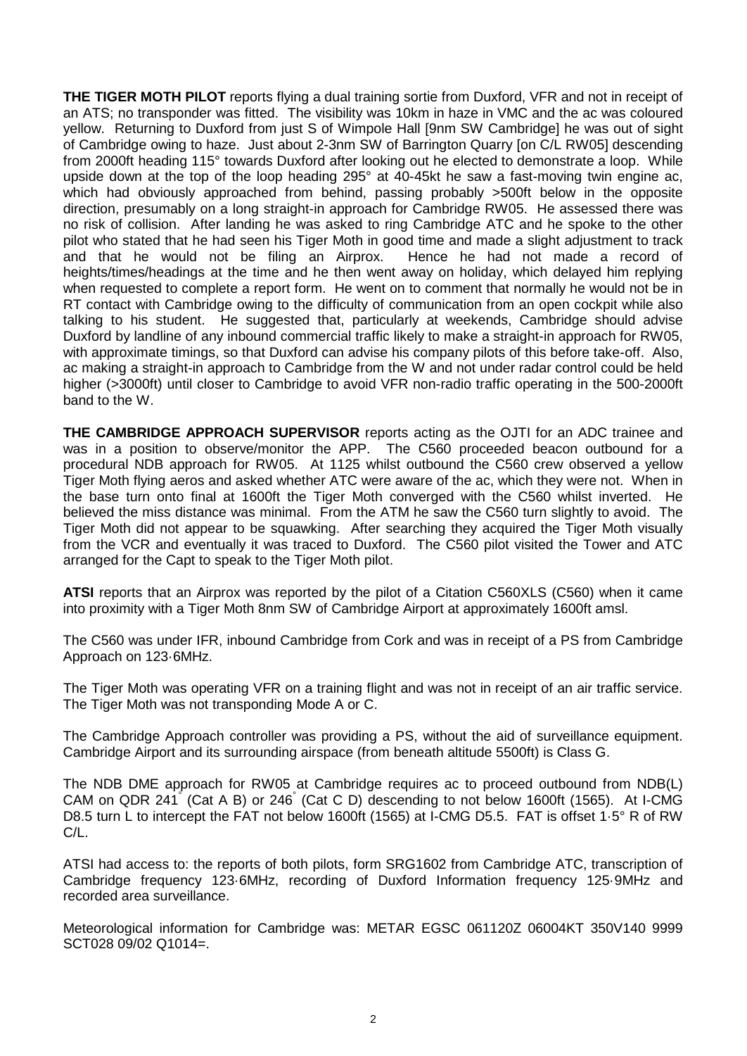**THE TIGER MOTH PILOT** reports flying a dual training sortie from Duxford, VFR and not in receipt of an ATS; no transponder was fitted. The visibility was 10km in haze in VMC and the ac was coloured yellow. Returning to Duxford from just S of Wimpole Hall [9nm SW Cambridge] he was out of sight of Cambridge owing to haze. Just about 2-3nm SW of Barrington Quarry [on C/L RW05] descending from 2000ft heading 115° towards Duxford after looking out he elected to demonstrate a loop. While upside down at the top of the loop heading 295° at 40-45kt he saw a fast-moving twin engine ac, which had obviously approached from behind, passing probably >500ft below in the opposite direction, presumably on a long straight-in approach for Cambridge RW05. He assessed there was no risk of collision. After landing he was asked to ring Cambridge ATC and he spoke to the other pilot who stated that he had seen his Tiger Moth in good time and made a slight adjustment to track and that he would not be filing an Airprox. Hence he had not made a record of heights/times/headings at the time and he then went away on holiday, which delayed him replying when requested to complete a report form. He went on to comment that normally he would not be in RT contact with Cambridge owing to the difficulty of communication from an open cockpit while also talking to his student. He suggested that, particularly at weekends, Cambridge should advise Duxford by landline of any inbound commercial traffic likely to make a straight-in approach for RW05, with approximate timings, so that Duxford can advise his company pilots of this before take-off. Also, ac making a straight-in approach to Cambridge from the W and not under radar control could be held higher (>3000ft) until closer to Cambridge to avoid VFR non-radio traffic operating in the 500-2000ft band to the W.

**THE CAMBRIDGE APPROACH SUPERVISOR** reports acting as the OJTI for an ADC trainee and was in a position to observe/monitor the APP. The C560 proceeded beacon outbound for a procedural NDB approach for RW05. At 1125 whilst outbound the C560 crew observed a yellow Tiger Moth flying aeros and asked whether ATC were aware of the ac, which they were not. When in the base turn onto final at 1600ft the Tiger Moth converged with the C560 whilst inverted. He believed the miss distance was minimal. From the ATM he saw the C560 turn slightly to avoid. The Tiger Moth did not appear to be squawking. After searching they acquired the Tiger Moth visually from the VCR and eventually it was traced to Duxford. The C560 pilot visited the Tower and ATC arranged for the Capt to speak to the Tiger Moth pilot.

**ATSI** reports that an Airprox was reported by the pilot of a Citation C560XLS (C560) when it came into proximity with a Tiger Moth 8nm SW of Cambridge Airport at approximately 1600ft amsl.

The C560 was under IFR, inbound Cambridge from Cork and was in receipt of a PS from Cambridge Approach on 123·6MHz.

The Tiger Moth was operating VFR on a training flight and was not in receipt of an air traffic service. The Tiger Moth was not transponding Mode A or C.

The Cambridge Approach controller was providing a PS, without the aid of surveillance equipment. Cambridge Airport and its surrounding airspace (from beneath altitude 5500ft) is Class G.

The NDB DME approach for RW05 at Cambridge requires ac to proceed outbound from NDB(L) CAM on QDR 241° (Cat A B) or 246° (Cat C D) descending to not below 1600ft (1565). At I-CMG D8.5 turn L to intercept the FAT not below 1600ft (1565) at I-CMG D5.5. FAT is offset 1·5° R of RW C/L.

ATSI had access to: the reports of both pilots, form SRG1602 from Cambridge ATC, transcription of Cambridge frequency 123·6MHz, recording of Duxford Information frequency 125·9MHz and recorded area surveillance.

Meteorological information for Cambridge was: METAR EGSC 061120Z 06004KT 350V140 9999 SCT028 09/02 Q1014=.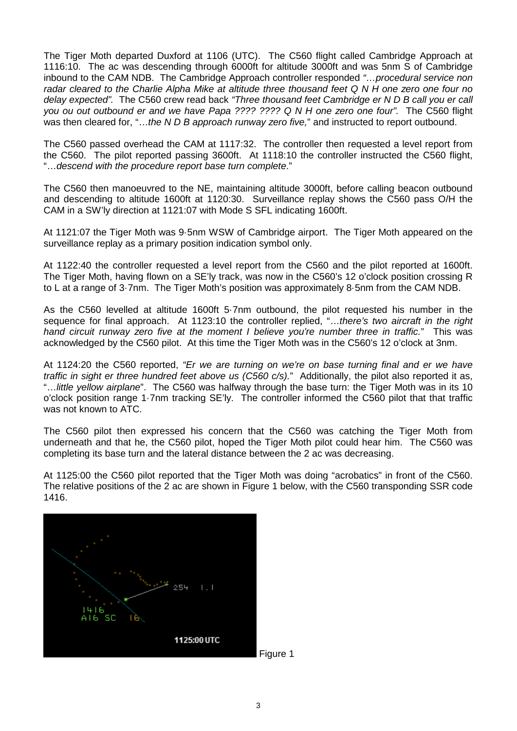The Tiger Moth departed Duxford at 1106 (UTC). The C560 flight called Cambridge Approach at 1116:10. The ac was descending through 6000ft for altitude 3000ft and was 5nm S of Cambridge inbound to the CAM NDB. The Cambridge Approach controller responded *"…procedural service non radar cleared to the Charlie Alpha Mike at altitude three thousand feet Q N H one zero one four no delay expected".* The C560 crew read back *"Three thousand feet Cambridge er N D B call you er call you ou out outbound er and we have Papa ???? ???? Q N H one zero one four".* The C560 flight was then cleared for, "…*the N D B approach runway zero five,*" and instructed to report outbound.

The C560 passed overhead the CAM at 1117:32. The controller then requested a level report from the C560. The pilot reported passing 3600ft. At 1118:10 the controller instructed the C560 flight, "…*descend with the procedure report base turn complete*."

The C560 then manoeuvred to the NE, maintaining altitude 3000ft, before calling beacon outbound and descending to altitude 1600ft at 1120:30. Surveillance replay shows the C560 pass O/H the CAM in a SW'ly direction at 1121:07 with Mode S SFL indicating 1600ft.

At 1121:07 the Tiger Moth was 9·5nm WSW of Cambridge airport. The Tiger Moth appeared on the surveillance replay as a primary position indication symbol only.

At 1122:40 the controller requested a level report from the C560 and the pilot reported at 1600ft. The Tiger Moth, having flown on a SE'ly track, was now in the C560's 12 o'clock position crossing R to L at a range of 3·7nm. The Tiger Moth's position was approximately 8·5nm from the CAM NDB.

As the C560 levelled at altitude 1600ft 5·7nm outbound, the pilot requested his number in the sequence for final approach. At 1123:10 the controller replied, "…*there's two aircraft in the right hand circuit runway zero five at the moment I believe you're number three in traffic.*" This was acknowledged by the C560 pilot. At this time the Tiger Moth was in the C560's 12 o'clock at 3nm.

At 1124:20 the C560 reported, *"Er we are turning on we're on base turning final and er we have traffic in sight er three hundred feet above us (C560 c/s).*" Additionally, the pilot also reported it as, "…*little yellow airplane*". The C560 was halfway through the base turn: the Tiger Moth was in its 10 o'clock position range 1·7nm tracking SE'ly. The controller informed the C560 pilot that that traffic was not known to ATC.

The C560 pilot then expressed his concern that the C560 was catching the Tiger Moth from underneath and that he, the C560 pilot, hoped the Tiger Moth pilot could hear him. The C560 was completing its base turn and the lateral distance between the 2 ac was decreasing.

At 1125:00 the C560 pilot reported that the Tiger Moth was doing "acrobatics" in front of the C560. The relative positions of the 2 ac are shown in Figure 1 below, with the C560 transponding SSR code 1416.

Figure 1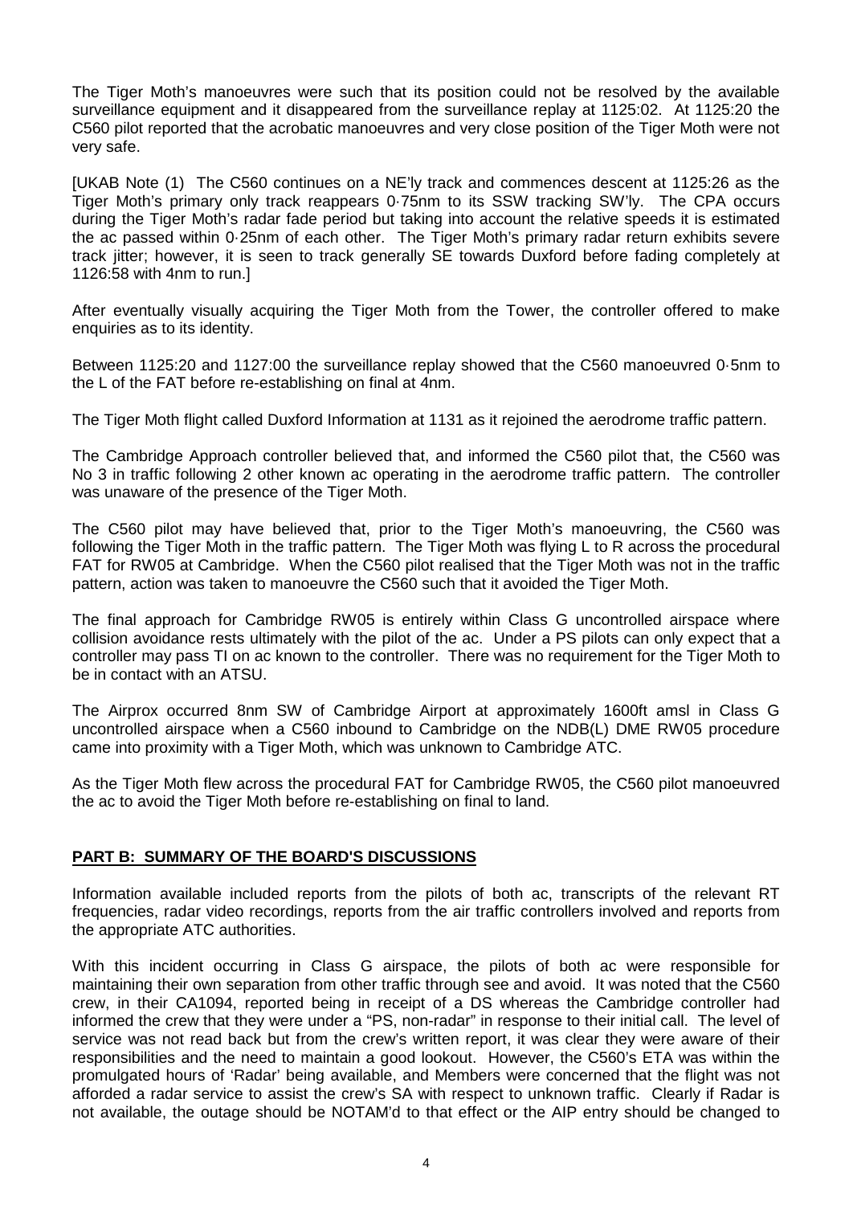The Tiger Moth's manoeuvres were such that its position could not be resolved by the available surveillance equipment and it disappeared from the surveillance replay at 1125:02. At 1125:20 the C560 pilot reported that the acrobatic manoeuvres and very close position of the Tiger Moth were not very safe.

[UKAB Note (1) The C560 continues on a NE'ly track and commences descent at 1125:26 as the Tiger Moth's primary only track reappears 0·75nm to its SSW tracking SW'ly. The CPA occurs during the Tiger Moth's radar fade period but taking into account the relative speeds it is estimated the ac passed within 0·25nm of each other. The Tiger Moth's primary radar return exhibits severe track jitter; however, it is seen to track generally SE towards Duxford before fading completely at 1126:58 with 4nm to run.]

After eventually visually acquiring the Tiger Moth from the Tower, the controller offered to make enquiries as to its identity.

Between 1125:20 and 1127:00 the surveillance replay showed that the C560 manoeuvred 0·5nm to the L of the FAT before re-establishing on final at 4nm.

The Tiger Moth flight called Duxford Information at 1131 as it rejoined the aerodrome traffic pattern.

The Cambridge Approach controller believed that, and informed the C560 pilot that, the C560 was No 3 in traffic following 2 other known ac operating in the aerodrome traffic pattern. The controller was unaware of the presence of the Tiger Moth.

The C560 pilot may have believed that, prior to the Tiger Moth's manoeuvring, the C560 was following the Tiger Moth in the traffic pattern. The Tiger Moth was flying L to R across the procedural FAT for RW05 at Cambridge. When the C560 pilot realised that the Tiger Moth was not in the traffic pattern, action was taken to manoeuvre the C560 such that it avoided the Tiger Moth.

The final approach for Cambridge RW05 is entirely within Class G uncontrolled airspace where collision avoidance rests ultimately with the pilot of the ac. Under a PS pilots can only expect that a controller may pass TI on ac known to the controller. There was no requirement for the Tiger Moth to be in contact with an ATSU.

The Airprox occurred 8nm SW of Cambridge Airport at approximately 1600ft amsl in Class G uncontrolled airspace when a C560 inbound to Cambridge on the NDB(L) DME RW05 procedure came into proximity with a Tiger Moth, which was unknown to Cambridge ATC.

As the Tiger Moth flew across the procedural FAT for Cambridge RW05, the C560 pilot manoeuvred the ac to avoid the Tiger Moth before re-establishing on final to land.

## PART B: SUMMARY OF THE BOARD'S DISCUSSIONS

Information available included reports from the pilots of both ac, transcripts of the relevant RT frequencies, radar video recordings, reports from the air traffic controllers involved and reports from the appropriate ATC authorities.

With this incident occurring in Class G airspace, the pilots of both ac were responsible for maintaining their own separation from other traffic through see and avoid. It was noted that the C560 crew, in their CA1094, reported being in receipt of a DS whereas the Cambridge controller had informed the crew that they were under a "PS, non-radar" in response to their initial call. The level of service was not read back but from the crew's written report, it was clear they were aware of their responsibilities and the need to maintain a good lookout. However, the C560's ETA was within the promulgated hours of 'Radar' being available, and Members were concerned that the flight was not afforded a radar service to assist the crew's SA with respect to unknown traffic. Clearly if Radar is not available, the outage should be NOTAM'd to that effect or the AIP entry should be changed to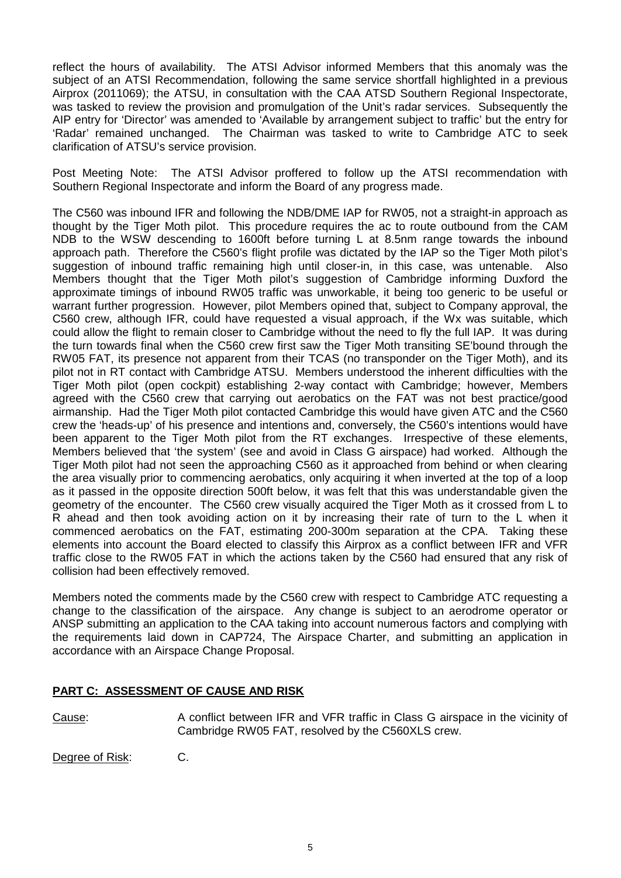reflect the hours of availability. The ATSI Advisor informed Members that this anomaly was the subject of an ATSI Recommendation, following the same service shortfall highlighted in a previous Airprox (2011069); the ATSU, in consultation with the CAA ATSD Southern Regional Inspectorate, was tasked to review the provision and promulgation of the Unit's radar services. Subsequently the AIP entry for 'Director' was amended to 'Available by arrangement subject to traffic' but the entry for 'Radar' remained unchanged. The Chairman was tasked to write to Cambridge ATC to seek clarification of ATSU's service provision.

Post Meeting Note: The ATSI Advisor proffered to follow up the ATSI recommendation with Southern Regional Inspectorate and inform the Board of any progress made.

The C560 was inbound IFR and following the NDB/DME IAP for RW05, not a straight-in approach as thought by the Tiger Moth pilot. This procedure requires the ac to route outbound from the CAM NDB to the WSW descending to 1600ft before turning L at 8.5nm range towards the inbound approach path. Therefore the C560's flight profile was dictated by the IAP so the Tiger Moth pilot's suggestion of inbound traffic remaining high until closer-in, in this case, was untenable. Also Members thought that the Tiger Moth pilot's suggestion of Cambridge informing Duxford the approximate timings of inbound RW05 traffic was unworkable, it being too generic to be useful or warrant further progression. However, pilot Members opined that, subject to Company approval, the C560 crew, although IFR, could have requested a visual approach, if the Wx was suitable, which could allow the flight to remain closer to Cambridge without the need to fly the full IAP. It was during the turn towards final when the C560 crew first saw the Tiger Moth transiting SE'bound through the RW05 FAT, its presence not apparent from their TCAS (no transponder on the Tiger Moth), and its pilot not in RT contact with Cambridge ATSU. Members understood the inherent difficulties with the Tiger Moth pilot (open cockpit) establishing 2-way contact with Cambridge; however, Members agreed with the C560 crew that carrying out aerobatics on the FAT was not best practice/good airmanship. Had the Tiger Moth pilot contacted Cambridge this would have given ATC and the C560 crew the 'heads-up' of his presence and intentions and, conversely, the C560's intentions would have been apparent to the Tiger Moth pilot from the RT exchanges. Irrespective of these elements, Members believed that 'the system' (see and avoid in Class G airspace) had worked. Although the Tiger Moth pilot had not seen the approaching C560 as it approached from behind or when clearing the area visually prior to commencing aerobatics, only acquiring it when inverted at the top of a loop as it passed in the opposite direction 500ft below, it was felt that this was understandable given the geometry of the encounter. The C560 crew visually acquired the Tiger Moth as it crossed from L to R ahead and then took avoiding action on it by increasing their rate of turn to the L when it commenced aerobatics on the FAT, estimating 200-300m separation at the CPA. Taking these elements into account the Board elected to classify this Airprox as a conflict between IFR and VFR traffic close to the RW05 FAT in which the actions taken by the C560 had ensured that any risk of collision had been effectively removed.

Members noted the comments made by the C560 crew with respect to Cambridge ATC requesting a change to the classification of the airspace. Any change is subject to an aerodrome operator or ANSP submitting an application to the CAA taking into account numerous factors and complying with the requirements laid down in CAP724, The Airspace Charter, and submitting an application in accordance with an Airspace Change Proposal.

## PART C: ASSESSMENT OF CAUSE AND RISK

Cause: A conflict between IFR and VFR traffic in Class G airspace in the vicinity of Cambridge RW05 FAT, resolved by the C560XLS crew.

Degree of Risk: C.